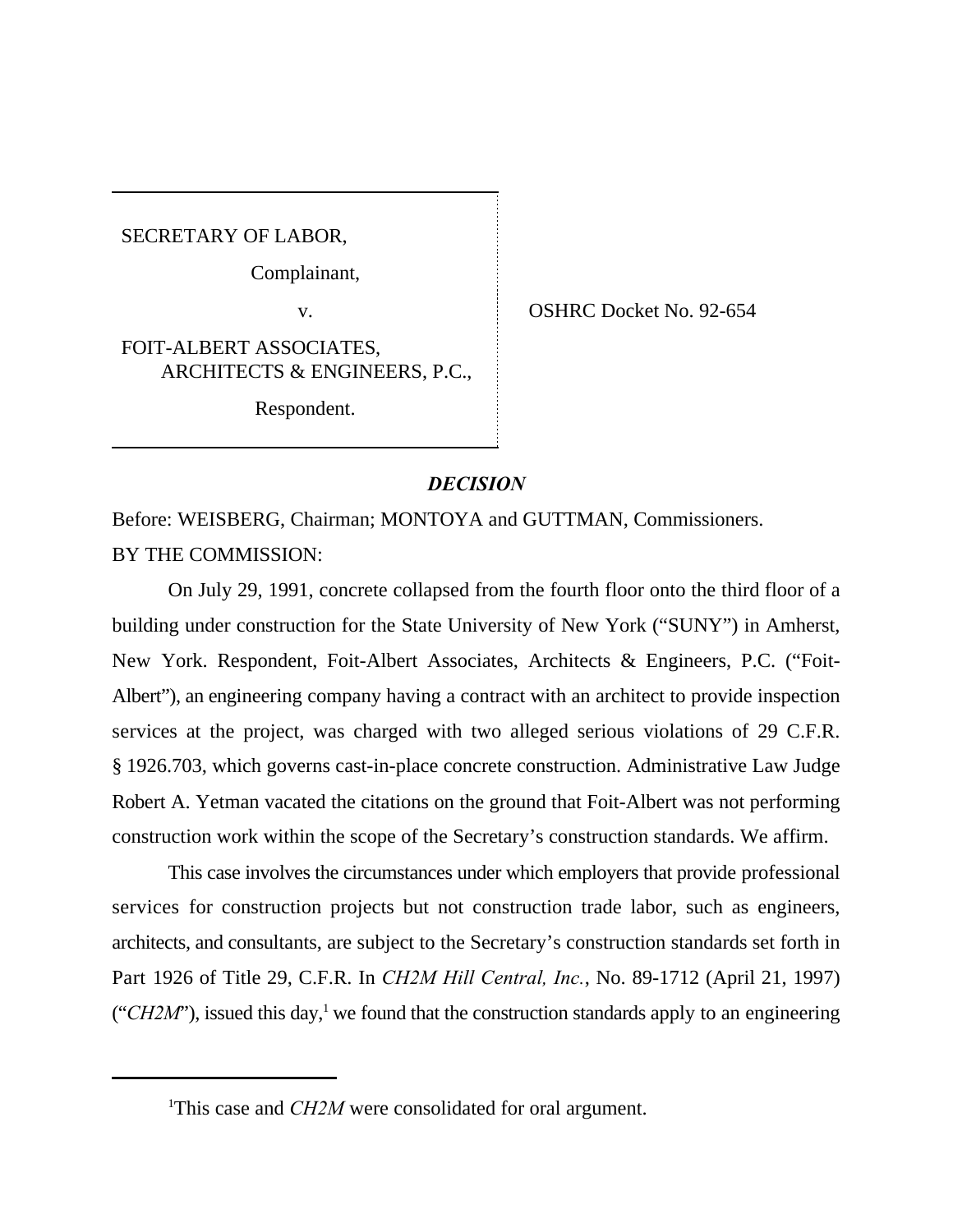SECRETARY OF LABOR,

Complainant,

v.

FOIT-ALBERT ASSOCIATES, ARCHITECTS & ENGINEERS, P.C.,

Respondent.

OSHRC Docket No. 92-654

## *DECISION*

Before: WEISBERG, Chairman; MONTOYA and GUTTMAN, Commissioners.

BY THE COMMISSION:

On July 29, 1991, concrete collapsed from the fourth floor onto the third floor of a building under construction for the State University of New York ("SUNY") in Amherst, New York. Respondent, Foit-Albert Associates, Architects & Engineers, P.C. ("Foit-Albert"), an engineering company having a contract with an architect to provide inspection services at the project, was charged with two alleged serious violations of 29 C.F.R. § 1926.703, which governs cast-in-place concrete construction. Administrative Law Judge Robert A. Yetman vacated the citations on the ground that Foit-Albert was not performing construction work within the scope of the Secretary's construction standards. We affirm.

This case involves the circumstances under which employers that provide professional services for construction projects but not construction trade labor, such as engineers, architects, and consultants, are subject to the Secretary's construction standards set forth in Part 1926 of Title 29, C.F.R. In *CH2M Hill Central, Inc.*, No. 89-1712 (April 21, 1997) ("*CH2M*"), issued this day,[1] we found that the construction standards apply to an engineering

[1] This case and *CH2M* were consolidated for oral argument.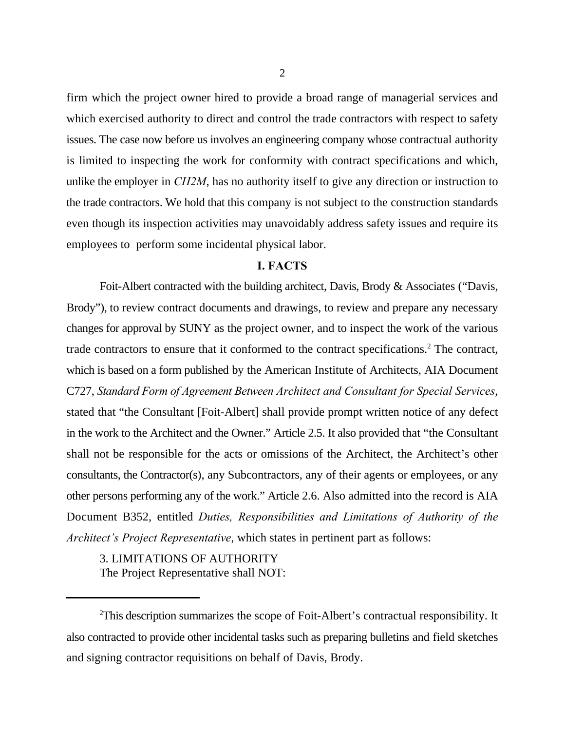firm which the project owner hired to provide a broad range of managerial services and which exercised authority to direct and control the trade contractors with respect to safety issues. The case now before us involves an engineering company whose contractual authority is limited to inspecting the work for conformity with contract specifications and which, unlike the employer in *CH2M*, has no authority itself to give any direction or instruction to the trade contractors. We hold that this company is not subject to the construction standards even though its inspection activities may unavoidably address safety issues and require its employees to perform some incidental physical labor.

## I. FACTS

Foit-Albert contracted with the building architect, Davis, Brody & Associates ("Davis, Brody"), to review contract documents and drawings, to review and prepare any necessary changes for approval by SUNY as the project owner, and to inspect the work of the various trade contractors to ensure that it conformed to the contract specifications.[2] The contract, which is based on a form published by the American Institute of Architects, AIA Document C727, *Standard Form of Agreement Between Architect and Consultant for Special Services*, stated that "the Consultant [Foit-Albert] shall provide prompt written notice of any defect in the work to the Architect and the Owner." Article 2.5. It also provided that "the Consultant shall not be responsible for the acts or omissions of the Architect, the Architect's other consultants, the Contractor(s), any Subcontractors, any of their agents or employees, or any other persons performing any of the work." Article 2.6. Also admitted into the record is AIA Document B352, entitled *Duties, Responsibilities and Limitations of Authority of the Architect's Project Representative*, which states in pertinent part as follows:

> 3. LIMITATIONS OF AUTHORITY
> The Project Representative shall NOT:

---

[2]This description summarizes the scope of Foit-Albert's contractual responsibility. It also contracted to provide other incidental tasks such as preparing bulletins and field sketches and signing contractor requisitions on behalf of Davis, Brody.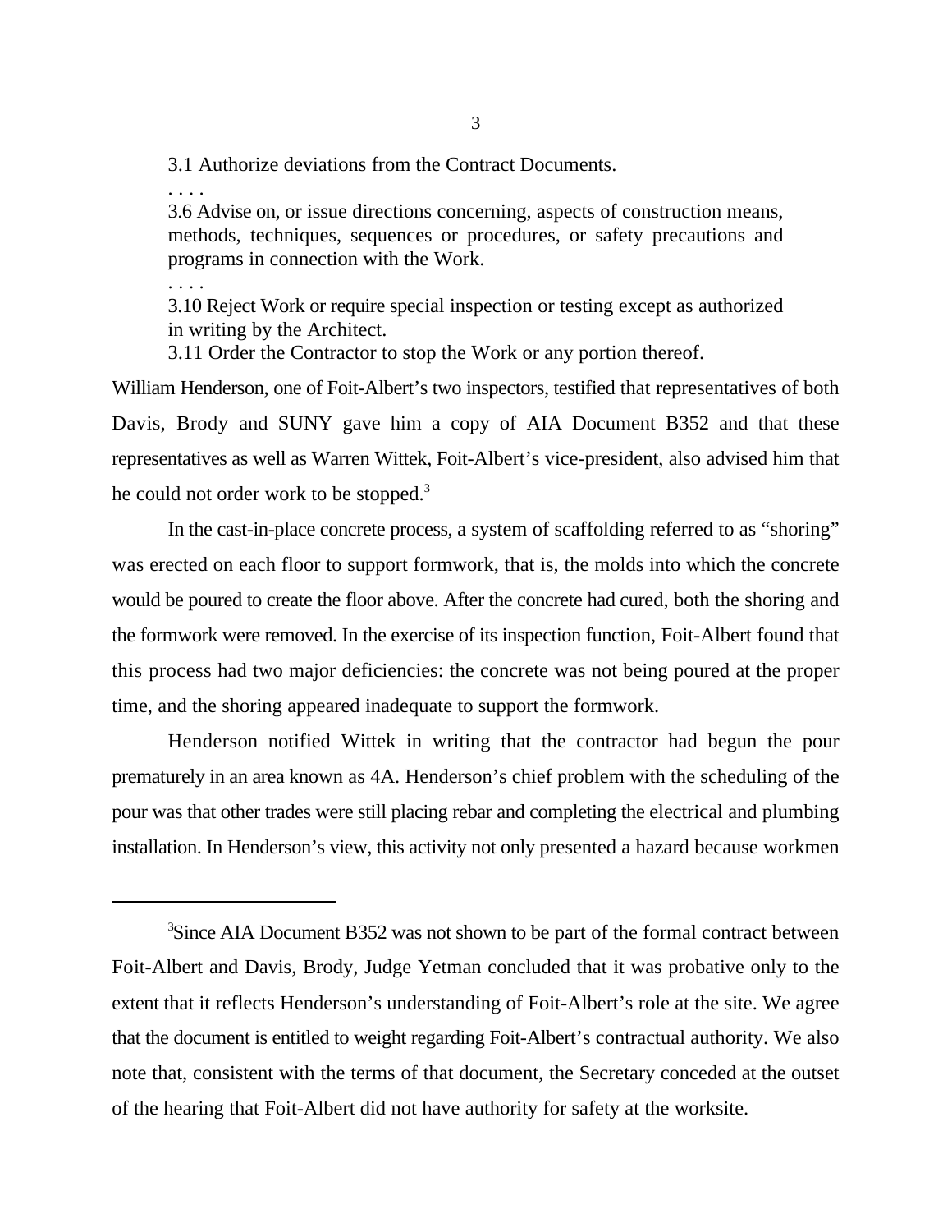> 3.1 Authorize deviations from the Contract Documents.
>
> . . . .
>
> 3.6 Advise on, or issue directions concerning, aspects of construction means, methods, techniques, sequences or procedures, or safety precautions and programs in connection with the Work.
>
> . . . .
>
> 3.10 Reject Work or require special inspection or testing except as authorized in writing by the Architect.
>
> 3.11 Order the Contractor to stop the Work or any portion thereof.

William Henderson, one of Foit-Albert's two inspectors, testified that representatives of both Davis, Brody and SUNY gave him a copy of AIA Document B352 and that these representatives as well as Warren Wittek, Foit-Albert's vice-president, also advised him that he could not order work to be stopped.[3]

In the cast-in-place concrete process, a system of scaffolding referred to as "shoring" was erected on each floor to support formwork, that is, the molds into which the concrete would be poured to create the floor above. After the concrete had cured, both the shoring and the formwork were removed. In the exercise of its inspection function, Foit-Albert found that this process had two major deficiencies: the concrete was not being poured at the proper time, and the shoring appeared inadequate to support the formwork.

Henderson notified Wittek in writing that the contractor had begun the pour prematurely in an area known as 4A. Henderson's chief problem with the scheduling of the pour was that other trades were still placing rebar and completing the electrical and plumbing installation. In Henderson's view, this activity not only presented a hazard because workmen

---

[3] Since AIA Document B352 was not shown to be part of the formal contract between Foit-Albert and Davis, Brody, Judge Yetman concluded that it was probative only to the extent that it reflects Henderson's understanding of Foit-Albert's role at the site. We agree that the document is entitled to weight regarding Foit-Albert's contractual authority. We also note that, consistent with the terms of that document, the Secretary conceded at the outset of the hearing that Foit-Albert did not have authority for safety at the worksite.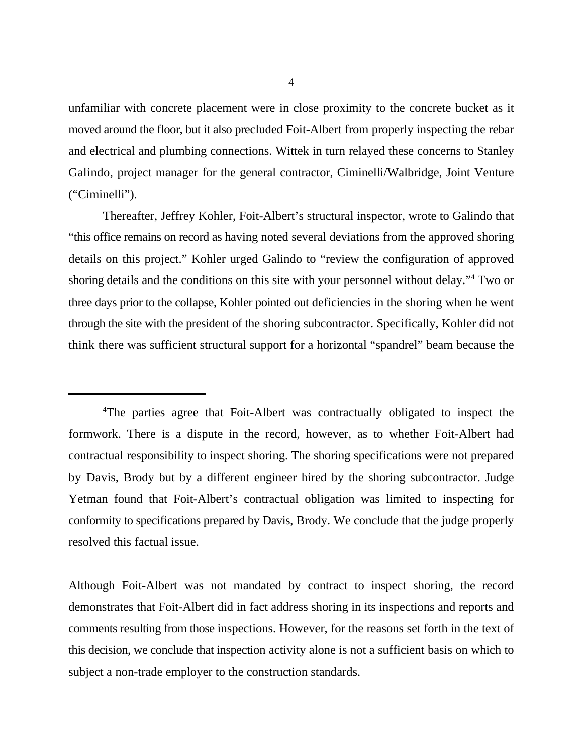unfamiliar with concrete placement were in close proximity to the concrete bucket as it moved around the floor, but it also precluded Foit-Albert from properly inspecting the rebar and electrical and plumbing connections. Wittek in turn relayed these concerns to Stanley Galindo, project manager for the general contractor, Ciminelli/Walbridge, Joint Venture ("Ciminelli").

Thereafter, Jeffrey Kohler, Foit-Albert's structural inspector, wrote to Galindo that "this office remains on record as having noted several deviations from the approved shoring details on this project." Kohler urged Galindo to "review the configuration of approved shoring details and the conditions on this site with your personnel without delay."[4] Two or three days prior to the collapse, Kohler pointed out deficiencies in the shoring when he went through the site with the president of the shoring subcontractor. Specifically, Kohler did not think there was sufficient structural support for a horizontal "spandrel" beam because the

---

[4]The parties agree that Foit-Albert was contractually obligated to inspect the formwork. There is a dispute in the record, however, as to whether Foit-Albert had contractual responsibility to inspect shoring. The shoring specifications were not prepared by Davis, Brody but by a different engineer hired by the shoring subcontractor. Judge Yetman found that Foit-Albert's contractual obligation was limited to inspecting for conformity to specifications prepared by Davis, Brody. We conclude that the judge properly resolved this factual issue.

Although Foit-Albert was not mandated by contract to inspect shoring, the record demonstrates that Foit-Albert did in fact address shoring in its inspections and reports and comments resulting from those inspections. However, for the reasons set forth in the text of this decision, we conclude that inspection activity alone is not a sufficient basis on which to subject a non-trade employer to the construction standards.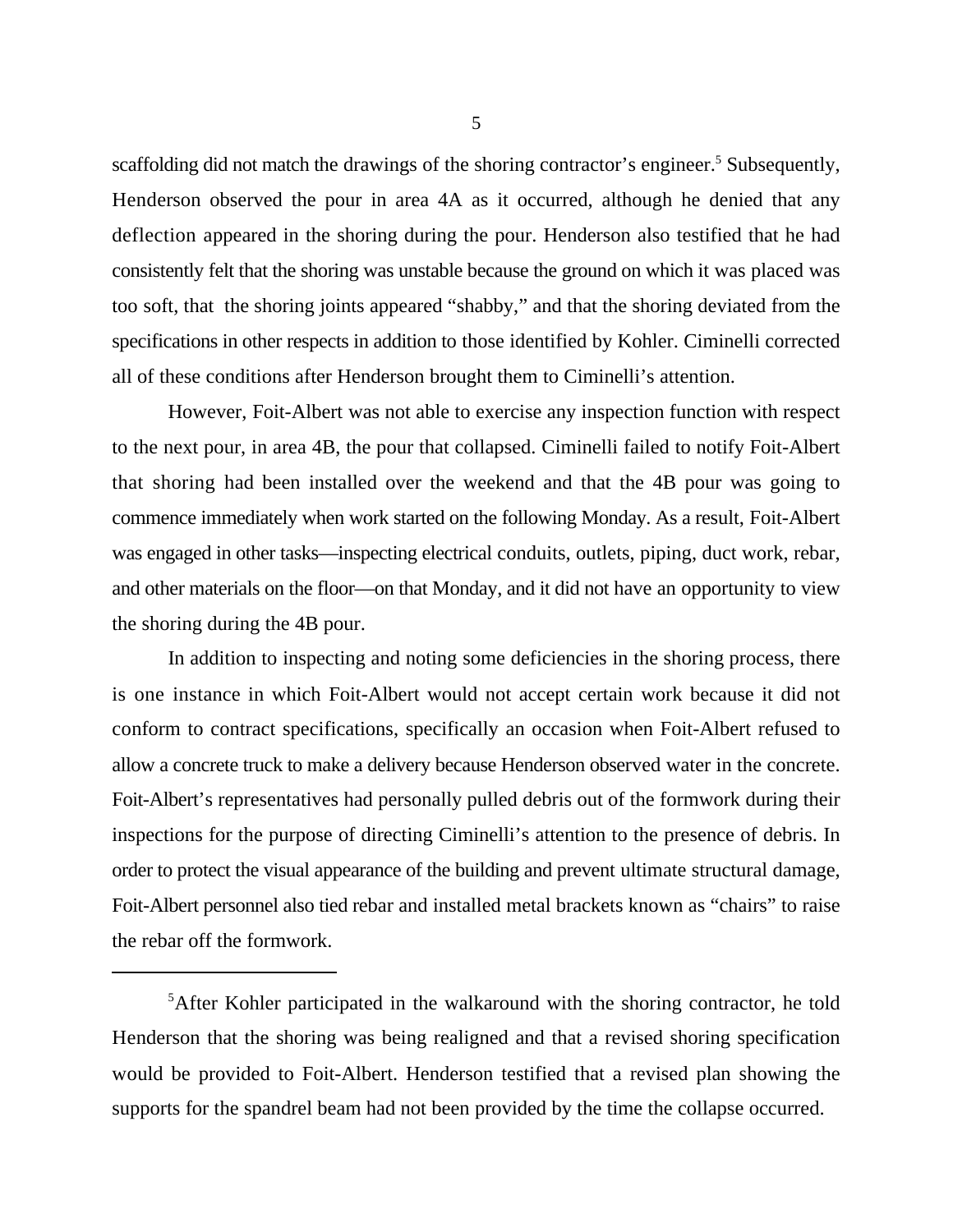scaffolding did not match the drawings of the shoring contractor's engineer.[5] Subsequently, Henderson observed the pour in area 4A as it occurred, although he denied that any deflection appeared in the shoring during the pour. Henderson also testified that he had consistently felt that the shoring was unstable because the ground on which it was placed was too soft, that the shoring joints appeared "shabby," and that the shoring deviated from the specifications in other respects in addition to those identified by Kohler. Ciminelli corrected all of these conditions after Henderson brought them to Ciminelli's attention.

However, Foit-Albert was not able to exercise any inspection function with respect to the next pour, in area 4B, the pour that collapsed. Ciminelli failed to notify Foit-Albert that shoring had been installed over the weekend and that the 4B pour was going to commence immediately when work started on the following Monday. As a result, Foit-Albert was engaged in other tasks—inspecting electrical conduits, outlets, piping, duct work, rebar, and other materials on the floor—on that Monday, and it did not have an opportunity to view the shoring during the 4B pour.

In addition to inspecting and noting some deficiencies in the shoring process, there is one instance in which Foit-Albert would not accept certain work because it did not conform to contract specifications, specifically an occasion when Foit-Albert refused to allow a concrete truck to make a delivery because Henderson observed water in the concrete. Foit-Albert's representatives had personally pulled debris out of the formwork during their inspections for the purpose of directing Ciminelli's attention to the presence of debris. In order to protect the visual appearance of the building and prevent ultimate structural damage, Foit-Albert personnel also tied rebar and installed metal brackets known as "chairs" to raise the rebar off the formwork.

---

[5] After Kohler participated in the walkaround with the shoring contractor, he told Henderson that the shoring was being realigned and that a revised shoring specification would be provided to Foit-Albert. Henderson testified that a revised plan showing the supports for the spandrel beam had not been provided by the time the collapse occurred.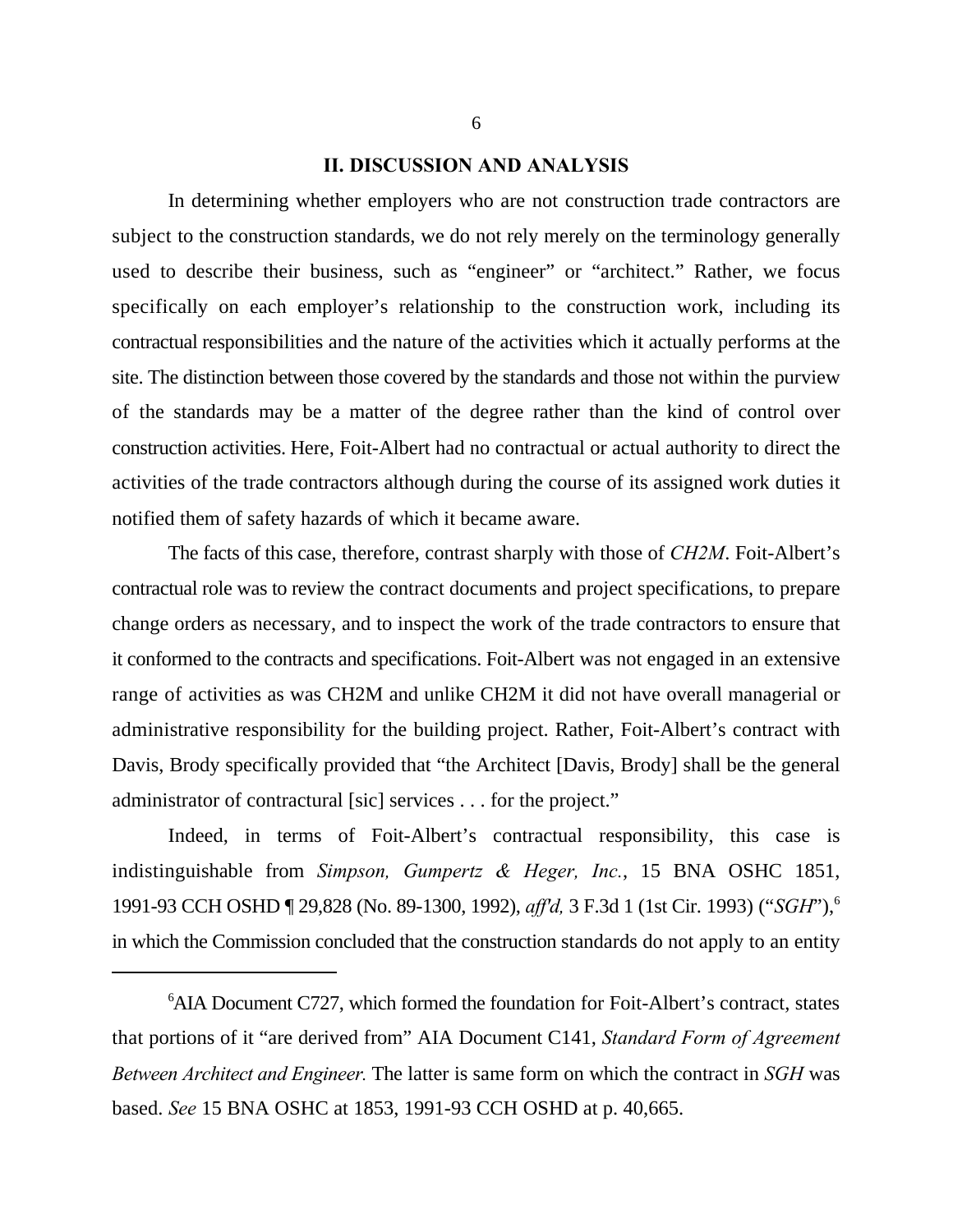## II. DISCUSSION AND ANALYSIS

In determining whether employers who are not construction trade contractors are subject to the construction standards, we do not rely merely on the terminology generally used to describe their business, such as "engineer" or "architect." Rather, we focus specifically on each employer's relationship to the construction work, including its contractual responsibilities and the nature of the activities which it actually performs at the site. The distinction between those covered by the standards and those not within the purview of the standards may be a matter of the degree rather than the kind of control over construction activities. Here, Foit-Albert had no contractual or actual authority to direct the activities of the trade contractors although during the course of its assigned work duties it notified them of safety hazards of which it became aware.

The facts of this case, therefore, contrast sharply with those of *CH2M*. Foit-Albert's contractual role was to review the contract documents and project specifications, to prepare change orders as necessary, and to inspect the work of the trade contractors to ensure that it conformed to the contracts and specifications. Foit-Albert was not engaged in an extensive range of activities as was CH2M and unlike CH2M it did not have overall managerial or administrative responsibility for the building project. Rather, Foit-Albert's contract with Davis, Brody specifically provided that "the Architect [Davis, Brody] shall be the general administrator of contractural [sic] services . . . for the project."

Indeed, in terms of Foit-Albert's contractual responsibility, this case is indistinguishable from *Simpson, Gumpertz & Heger, Inc.*, 15 BNA OSHC 1851, 1991-93 CCH OSHD ¶ 29,828 (No. 89-1300, 1992), *aff'd,* 3 F.3d 1 (1st Cir. 1993) ("*SGH*"),[6] in which the Commission concluded that the construction standards do not apply to an entity

[6]AIA Document C727, which formed the foundation for Foit-Albert's contract, states that portions of it "are derived from" AIA Document C141, *Standard Form of Agreement Between Architect and Engineer.* The latter is same form on which the contract in *SGH* was based. *See* 15 BNA OSHC at 1853, 1991-93 CCH OSHD at p. 40,665.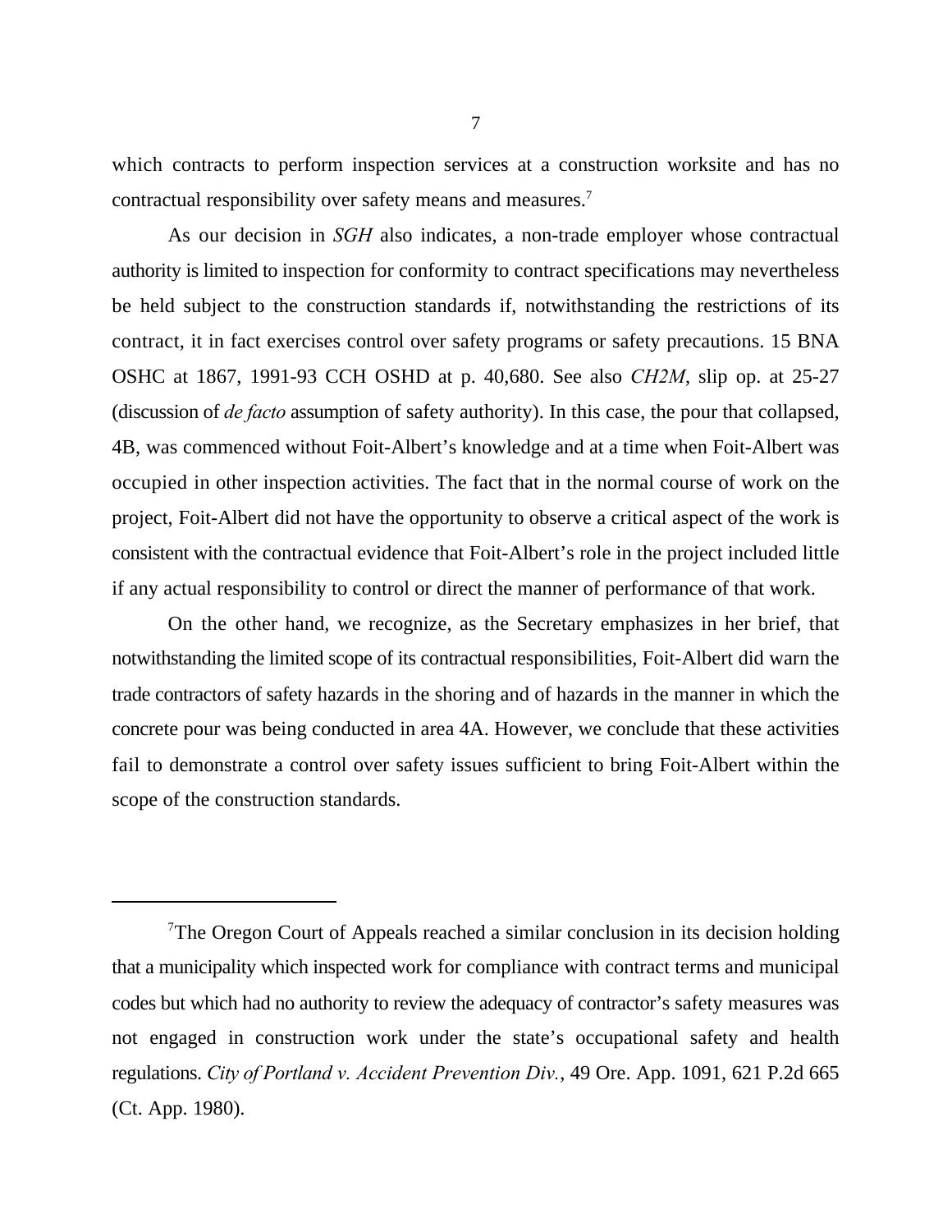which contracts to perform inspection services at a construction worksite and has no contractual responsibility over safety means and measures.[7]

As our decision in *SGH* also indicates, a non-trade employer whose contractual authority is limited to inspection for conformity to contract specifications may nevertheless be held subject to the construction standards if, notwithstanding the restrictions of its contract, it in fact exercises control over safety programs or safety precautions. 15 BNA OSHC at 1867, 1991-93 CCH OSHD at p. 40,680. See also *CH2M*, slip op. at 25-27 (discussion of *de facto* assumption of safety authority). In this case, the pour that collapsed, 4B, was commenced without Foit-Albert's knowledge and at a time when Foit-Albert was occupied in other inspection activities. The fact that in the normal course of work on the project, Foit-Albert did not have the opportunity to observe a critical aspect of the work is consistent with the contractual evidence that Foit-Albert's role in the project included little if any actual responsibility to control or direct the manner of performance of that work.

On the other hand, we recognize, as the Secretary emphasizes in her brief, that notwithstanding the limited scope of its contractual responsibilities, Foit-Albert did warn the trade contractors of safety hazards in the shoring and of hazards in the manner in which the concrete pour was being conducted in area 4A. However, we conclude that these activities fail to demonstrate a control over safety issues sufficient to bring Foit-Albert within the scope of the construction standards.

---

[7]The Oregon Court of Appeals reached a similar conclusion in its decision holding that a municipality which inspected work for compliance with contract terms and municipal codes but which had no authority to review the adequacy of contractor's safety measures was not engaged in construction work under the state's occupational safety and health regulations. *City of Portland v. Accident Prevention Div.*, 49 Ore. App. 1091, 621 P.2d 665 (Ct. App. 1980).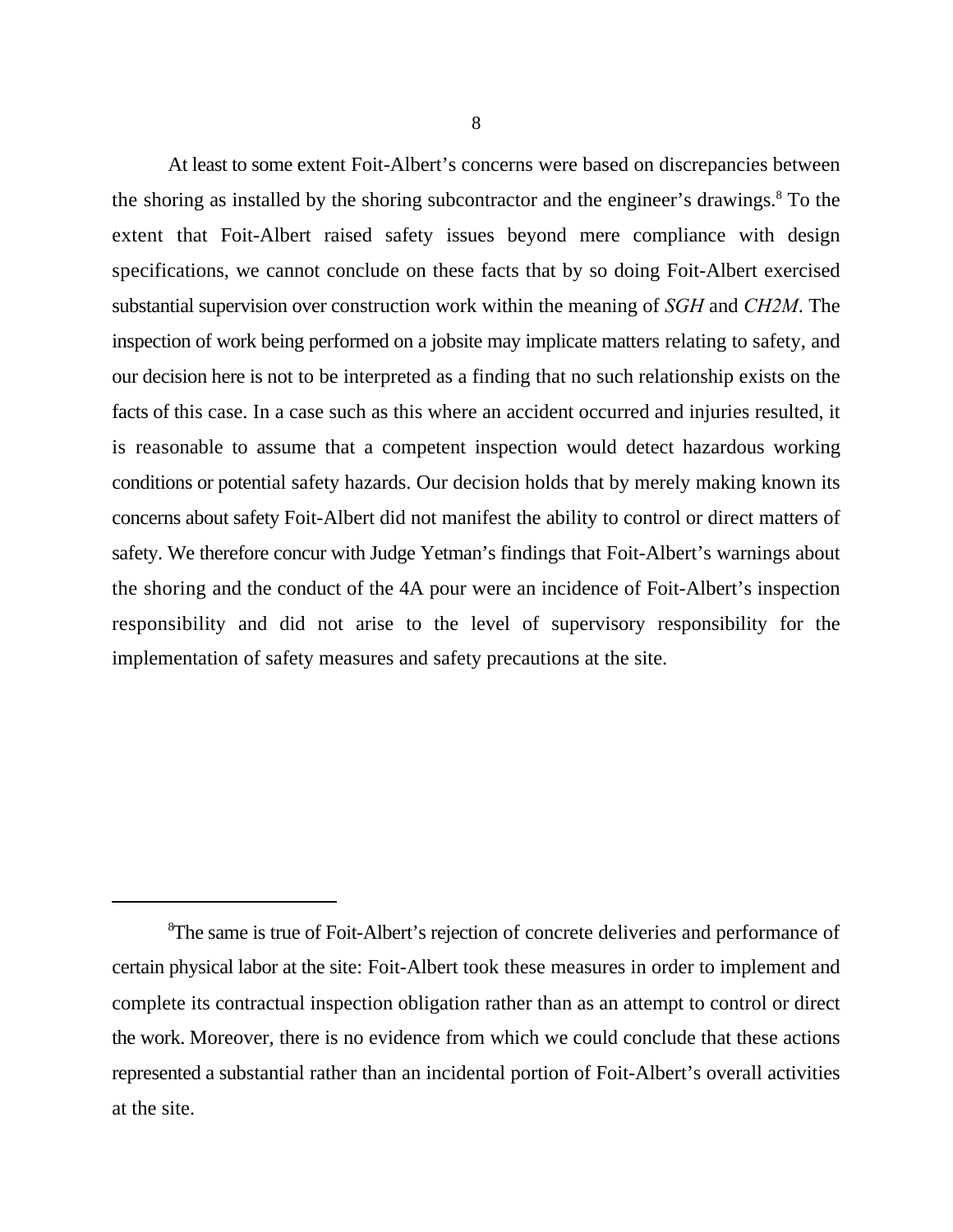At least to some extent Foit-Albert's concerns were based on discrepancies between the shoring as installed by the shoring subcontractor and the engineer's drawings.[8] To the extent that Foit-Albert raised safety issues beyond mere compliance with design specifications, we cannot conclude on these facts that by so doing Foit-Albert exercised substantial supervision over construction work within the meaning of *SGH* and *CH2M*. The inspection of work being performed on a jobsite may implicate matters relating to safety, and our decision here is not to be interpreted as a finding that no such relationship exists on the facts of this case. In a case such as this where an accident occurred and injuries resulted, it is reasonable to assume that a competent inspection would detect hazardous working conditions or potential safety hazards. Our decision holds that by merely making known its concerns about safety Foit-Albert did not manifest the ability to control or direct matters of safety. We therefore concur with Judge Yetman's findings that Foit-Albert's warnings about the shoring and the conduct of the 4A pour were an incidence of Foit-Albert's inspection responsibility and did not arise to the level of supervisory responsibility for the implementation of safety measures and safety precautions at the site.

---

[8]The same is true of Foit-Albert's rejection of concrete deliveries and performance of certain physical labor at the site: Foit-Albert took these measures in order to implement and complete its contractual inspection obligation rather than as an attempt to control or direct the work. Moreover, there is no evidence from which we could conclude that these actions represented a substantial rather than an incidental portion of Foit-Albert's overall activities at the site.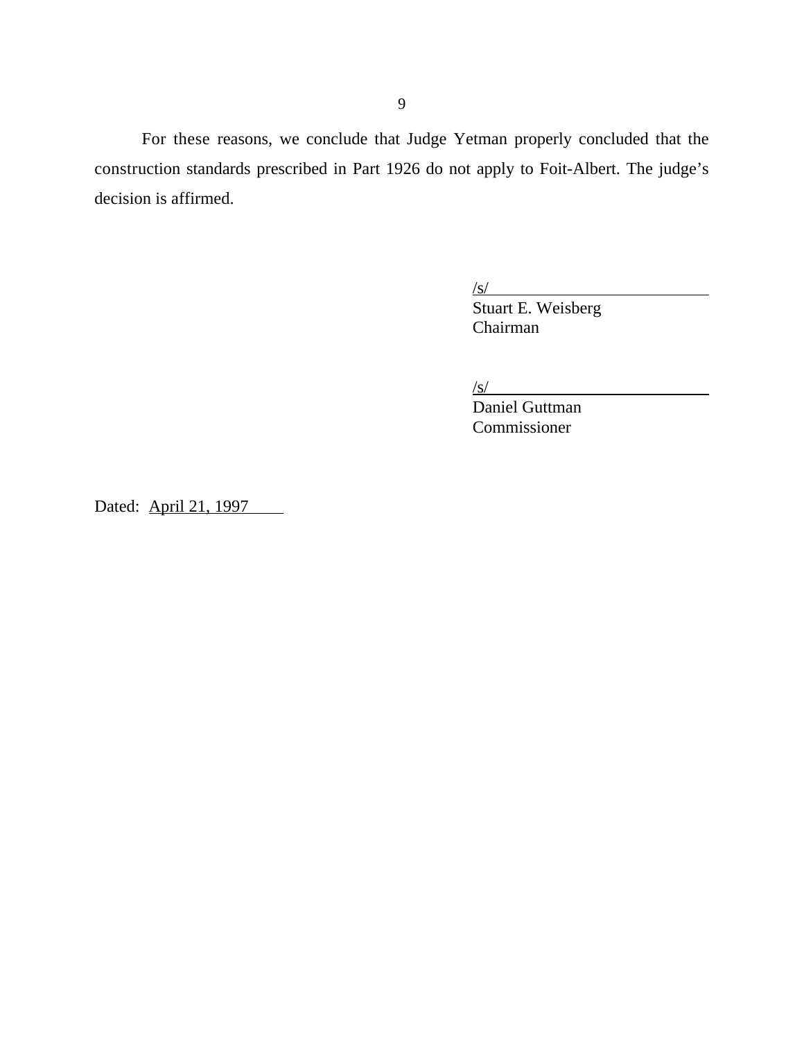For these reasons, we conclude that Judge Yetman properly concluded that the construction standards prescribed in Part 1926 do not apply to Foit-Albert. The judge's decision is affirmed.

/s/
Stuart E. Weisberg
Chairman

/s/
Daniel Guttman
Commissioner

Dated: April 21, 1997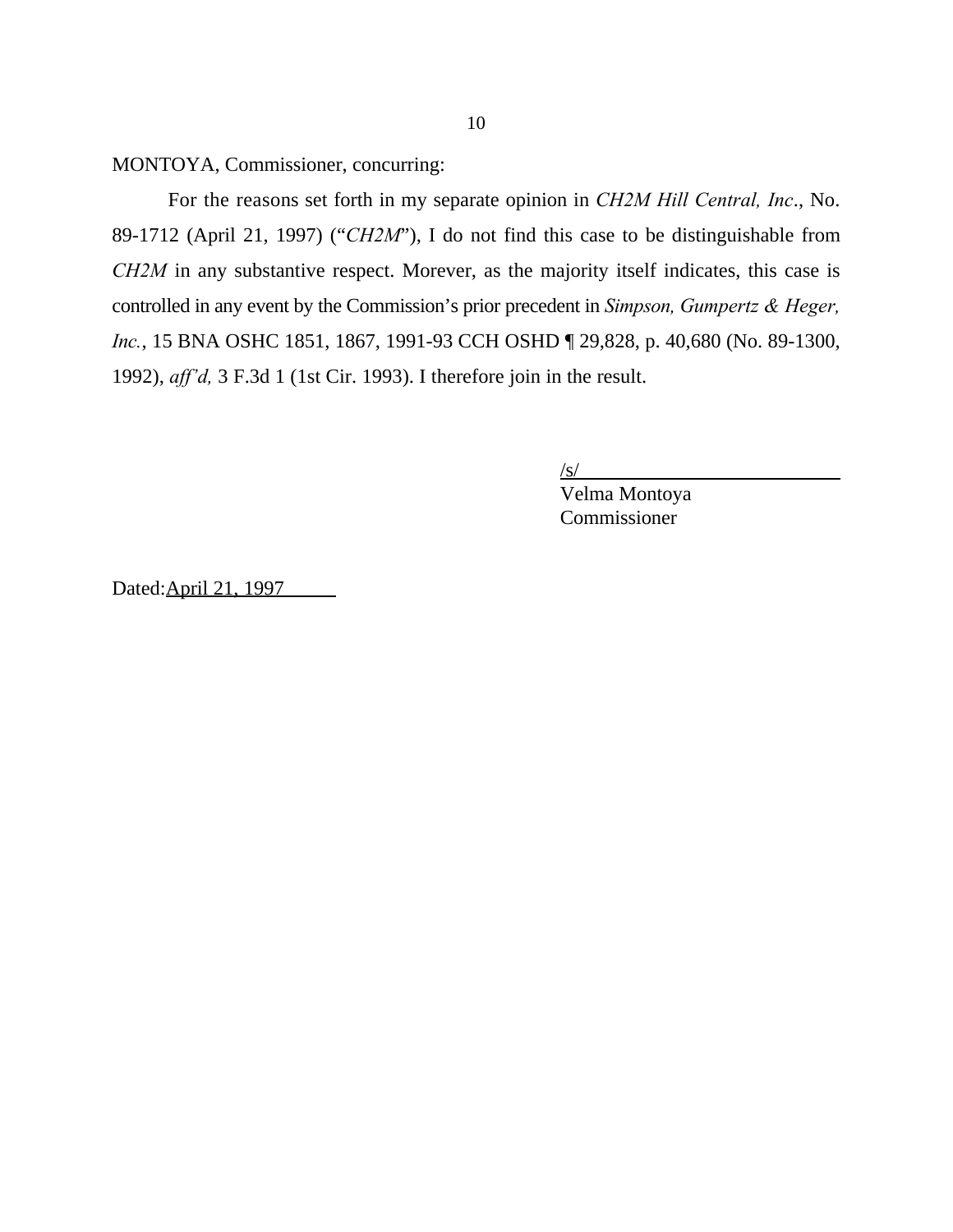MONTOYA, Commissioner, concurring:

For the reasons set forth in my separate opinion in *CH2M Hill Central, Inc*., No. 89-1712 (April 21, 1997) ("*CH2M*"), I do not find this case to be distinguishable from *CH2M* in any substantive respect. Morever, as the majority itself indicates, this case is controlled in any event by the Commission's prior precedent in *Simpson, Gumpertz & Heger, Inc.*, 15 BNA OSHC 1851, 1867, 1991-93 CCH OSHD ¶ 29,828, p. 40,680 (No. 89-1300, 1992), *aff'd,* 3 F.3d 1 (1st Cir. 1993). I therefore join in the result.

/s/
Velma Montoya
Commissioner

Dated: April 21, 1997